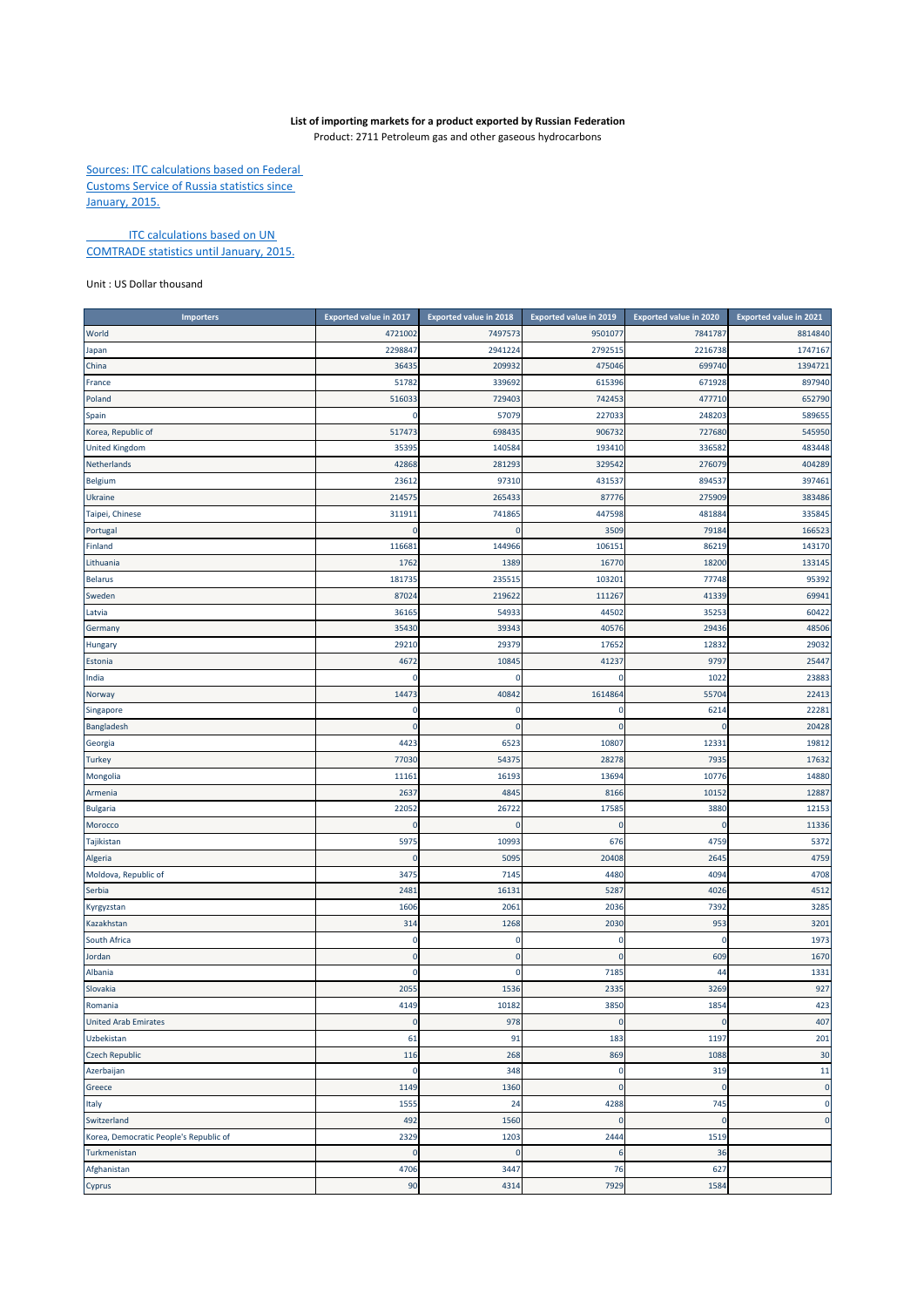**List of importing markets for a product exported by Russian Federation**

Product: 2711 Petroleum gas and other gaseous hydrocarbons

Sources: ITC calculations based on Federal Customs Service of Russia statistics since January, 2015.

ITC calculations based on UN COMTRADE statistics until January, 2015.

Unit : US Dollar thousand

| Importers | Exported value in 2017 | Exported value in 2018 | Exported value in 2019 | Exported value in 2020 | Exported value in 2021 |
|---|---|---|---|---|---|
| World | 4721002 | 7497573 | 9501077 | 7841787 | 8814840 |
| Japan | 2298847 | 2941224 | 2792515 | 2216738 | 1747167 |
| China | 36435 | 209932 | 475046 | 699740 | 1394721 |
| France | 51782 | 339692 | 615396 | 671928 | 897940 |
| Poland | 516033 | 729403 | 742453 | 477710 | 652790 |
| Spain | 0 | 57079 | 227033 | 248203 | 589655 |
| Korea, Republic of | 517473 | 698435 | 906732 | 727680 | 545950 |
| United Kingdom | 35395 | 140584 | 193410 | 336582 | 483448 |
| Netherlands | 42868 | 281293 | 329542 | 276079 | 404289 |
| Belgium | 23612 | 97310 | 431537 | 894537 | 397461 |
| Ukraine | 214575 | 265433 | 87776 | 275909 | 383486 |
| Taipei, Chinese | 311911 | 741865 | 447598 | 481884 | 335845 |
| Portugal | 0 | 0 | 3509 | 79184 | 166523 |
| Finland | 116681 | 144966 | 106151 | 86219 | 143170 |
| Lithuania | 1762 | 1389 | 16770 | 18200 | 133145 |
| Belarus | 181735 | 235515 | 103201 | 77748 | 95392 |
| Sweden | 87024 | 219622 | 111267 | 41339 | 69941 |
| Latvia | 36165 | 54933 | 44502 | 35253 | 60422 |
| Germany | 35430 | 39343 | 40576 | 29436 | 48506 |
| Hungary | 29210 | 29379 | 17652 | 12832 | 29032 |
| Estonia | 4672 | 10845 | 41237 | 9797 | 25447 |
| India | 0 | 0 | 0 | 1022 | 23883 |
| Norway | 14473 | 40842 | 1614864 | 55704 | 22413 |
| Singapore | 0 | 0 | 0 | 6214 | 22281 |
| Bangladesh | 0 | 0 | 0 | 0 | 20428 |
| Georgia | 4423 | 6523 | 10807 | 12331 | 19812 |
| Turkey | 77030 | 54375 | 28278 | 7935 | 17632 |
| Mongolia | 11161 | 16193 | 13694 | 10776 | 14880 |
| Armenia | 2637 | 4845 | 8166 | 10152 | 12887 |
| Bulgaria | 22052 | 26722 | 17585 | 3880 | 12153 |
| Morocco | 0 | 0 | 0 | 0 | 11336 |
| Tajikistan | 5975 | 10993 | 676 | 4759 | 5372 |
| Algeria | 0 | 5095 | 20408 | 2645 | 4759 |
| Moldova, Republic of | 3475 | 7145 | 4480 | 4094 | 4708 |
| Serbia | 2481 | 16131 | 5287 | 4026 | 4512 |
| Kyrgyzstan | 1606 | 2061 | 2036 | 7392 | 3285 |
| Kazakhstan | 314 | 1268 | 2030 | 953 | 3201 |
| South Africa | 0 | 0 | 0 | 0 | 1973 |
| Jordan | 0 | 0 | 0 | 609 | 1670 |
| Albania | 0 | 0 | 7185 | 44 | 1331 |
| Slovakia | 2055 | 1536 | 2335 | 3269 | 927 |
| Romania | 4149 | 10182 | 3850 | 1854 | 423 |
| United Arab Emirates | 0 | 978 | 0 | 0 | 407 |
| Uzbekistan | 61 | 91 | 183 | 1197 | 201 |
| Czech Republic | 116 | 268 | 869 | 1088 | 30 |
| Azerbaijan | 0 | 348 | 0 | 319 | 11 |
| Greece | 1149 | 1360 | 0 | 0 | 0 |
| Italy | 1555 | 24 | 4288 | 745 | 0 |
| Switzerland | 492 | 1560 | 0 | 0 | 0 |
| Korea, Democratic People's Republic of | 2329 | 1203 | 2444 | 1519 | |
| Turkmenistan | 0 | 0 | 6 | 36 | |
| Afghanistan | 4706 | 3447 | 76 | 627 | |
| Cyprus | 90 | 4314 | 7929 | 1584 | |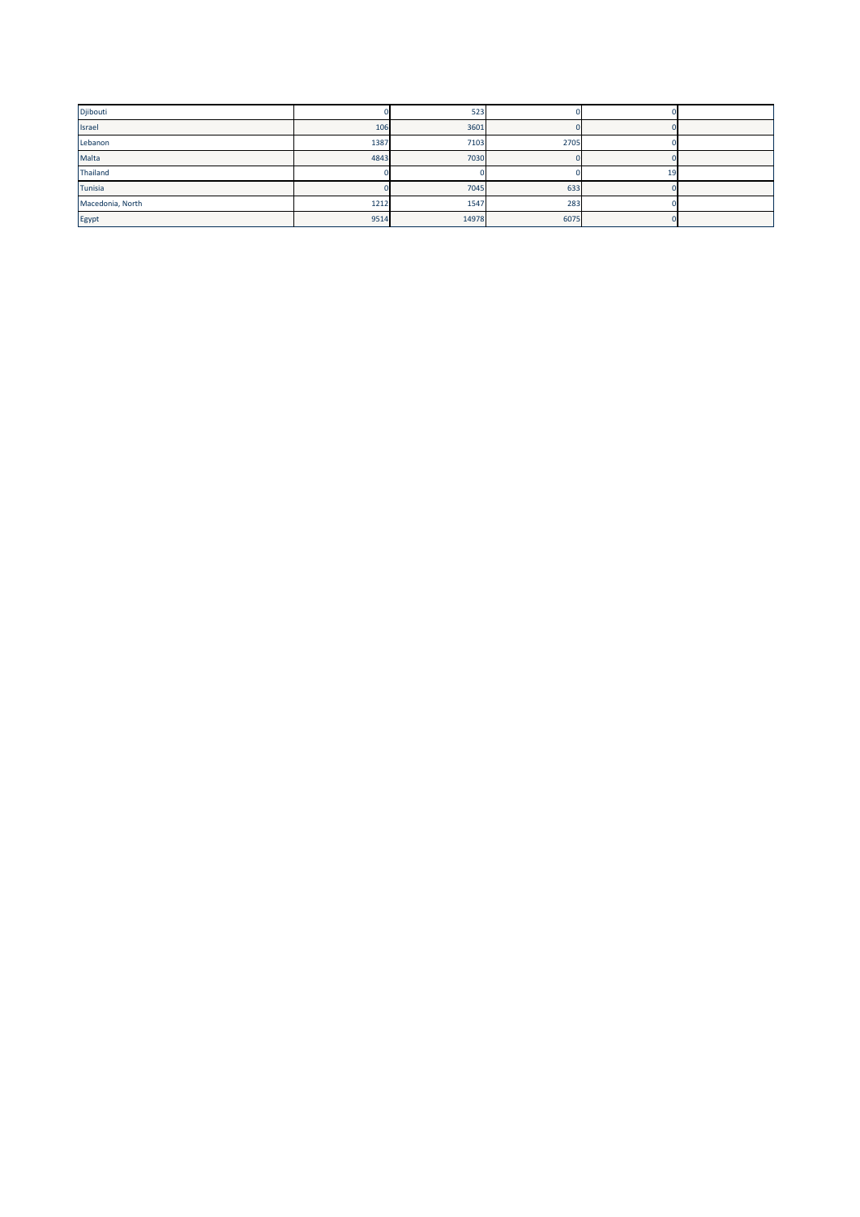| | | | | | |
|---|---|---|---|---|---|
| Djibouti | 0 | 523 | 0 | 0 | |
| Israel | 106 | 3601 | 0 | 0 | |
| Lebanon | 1387 | 7103 | 2705 | 0 | |
| Malta | 4843 | 7030 | 0 | 0 | |
| Thailand | 0 | 0 | 0 | 19 | |
| Tunisia | 0 | 7045 | 633 | 0 | |
| Macedonia, North | 1212 | 1547 | 283 | 0 | |
| Egypt | 9514 | 14978 | 6075 | 0 | |